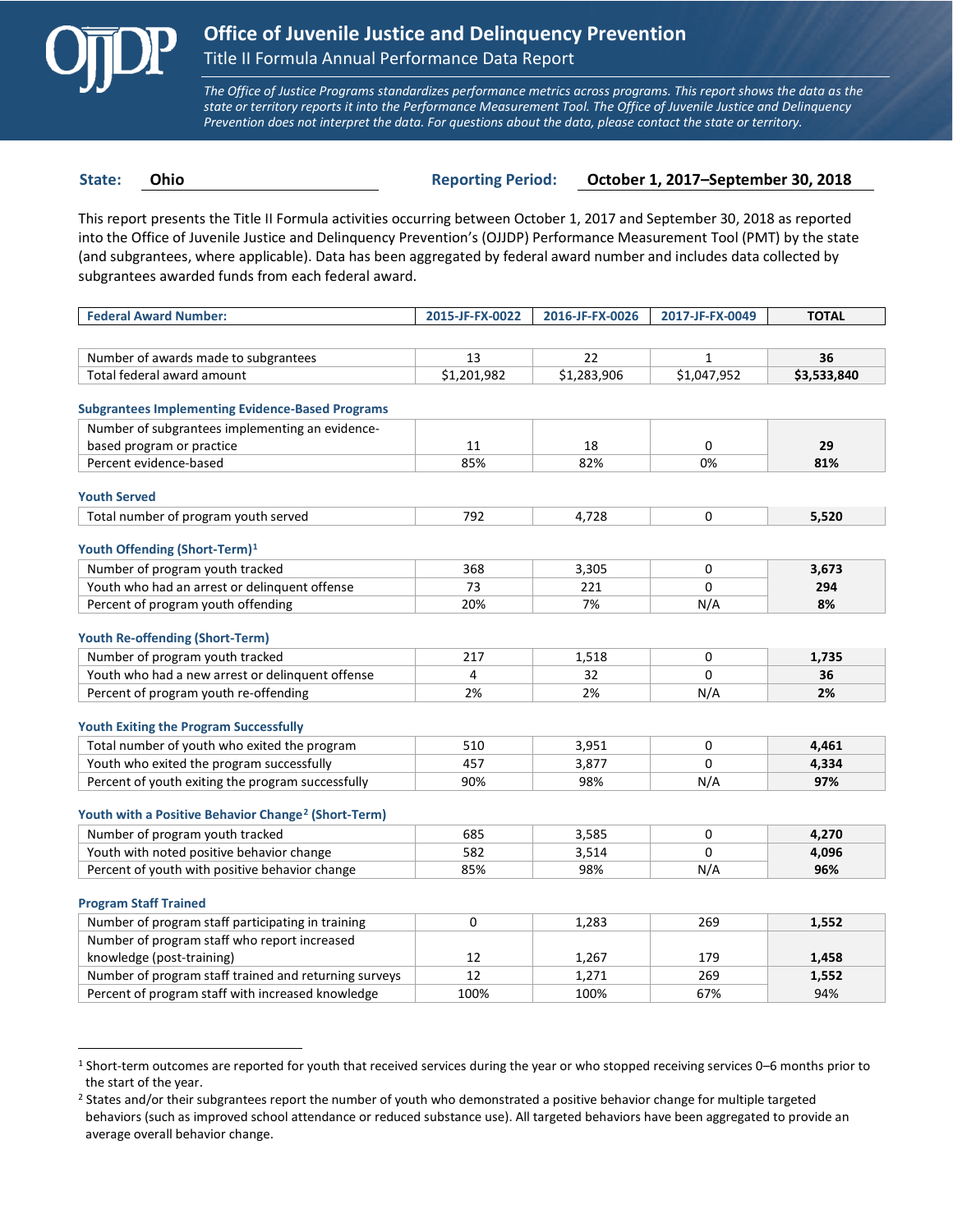# Office of Juvenile Justice and Delinquency Prevention

## Title II Formula Annual Performance Data Report

*The Office of Justice Programs standardizes performance metrics across programs. This report shows the data as the state or territory reports it into the Performance Measurement Tool. The Office of Juvenile Justice and Delinquency Prevention does not interpret the data. For questions about the data, please contact the state or territory.*

**State:** Ohio **Reporting Period:** October 1, 2017–September 30, 2018

This report presents the Title II Formula activities occurring between October 1, 2017 and September 30, 2018 as reported into the Office of Juvenile Justice and Delinquency Prevention's (OJJDP) Performance Measurement Tool (PMT) by the state (and subgrantees, where applicable). Data has been aggregated by federal award number and includes data collected by subgrantees awarded funds from each federal award.

| Federal Award Number: | 2015-JF-FX-0022 | 2016-JF-FX-0026 | 2017-JF-FX-0049 | TOTAL |
|---|---|---|---|---|
| Number of awards made to subgrantees | 13 | 22 | 1 | **36** |
| Total federal award amount | $1,201,982 | $1,283,906 | $1,047,952 | **$3,533,840** |
| **Subgrantees Implementing Evidence-Based Programs** | | | | |
| Number of subgrantees implementing an evidence-based program or practice | 11 | 18 | 0 | **29** |
| Percent evidence-based | 85% | 82% | 0% | **81%** |
| **Youth Served** | | | | |
| Total number of program youth served | 792 | 4,728 | 0 | **5,520** |
| **Youth Offending (Short-Term)[1]** | | | | |
| Number of program youth tracked | 368 | 3,305 | 0 | **3,673** |
| Youth who had an arrest or delinquent offense | 73 | 221 | 0 | **294** |
| Percent of program youth offending | 20% | 7% | N/A | **8%** |
| **Youth Re-offending (Short-Term)** | | | | |
| Number of program youth tracked | 217 | 1,518 | 0 | **1,735** |
| Youth who had a new arrest or delinquent offense | 4 | 32 | 0 | **36** |
| Percent of program youth re-offending | 2% | 2% | N/A | **2%** |
| **Youth Exiting the Program Successfully** | | | | |
| Total number of youth who exited the program | 510 | 3,951 | 0 | **4,461** |
| Youth who exited the program successfully | 457 | 3,877 | 0 | **4,334** |
| Percent of youth exiting the program successfully | 90% | 98% | N/A | **97%** |
| **Youth with a Positive Behavior Change[2] (Short-Term)** | | | | |
| Number of program youth tracked | 685 | 3,585 | 0 | **4,270** |
| Youth with noted positive behavior change | 582 | 3,514 | 0 | **4,096** |
| Percent of youth with positive behavior change | 85% | 98% | N/A | **96%** |
| **Program Staff Trained** | | | | |
| Number of program staff participating in training | 0 | 1,283 | 269 | **1,552** |
| Number of program staff who report increased knowledge (post-training) | 12 | 1,267 | 179 | **1,458** |
| Number of program staff trained and returning surveys | 12 | 1,271 | 269 | **1,552** |
| Percent of program staff with increased knowledge | 100% | 100% | 67% | 94% |

[1] Short-term outcomes are reported for youth that received services during the year or who stopped receiving services 0–6 months prior to the start of the year.

[2] States and/or their subgrantees report the number of youth who demonstrated a positive behavior change for multiple targeted behaviors (such as improved school attendance or reduced substance use). All targeted behaviors have been aggregated to provide an average overall behavior change.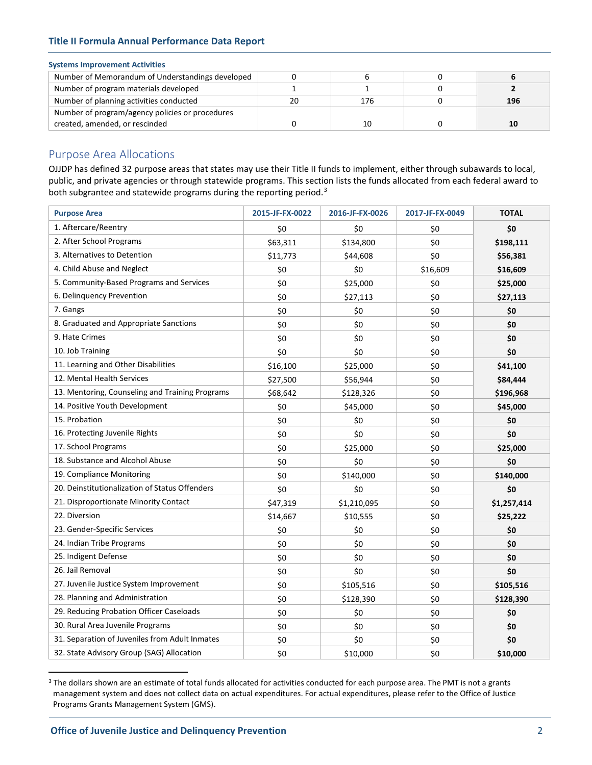**Systems Improvement Activities**

| | | | | |
|---|---|---|---|---|
| Number of Memorandum of Understandings developed | 0 | 6 | 0 | **6** |
| Number of program materials developed | 1 | 1 | 0 | **2** |
| Number of planning activities conducted | 20 | 176 | 0 | **196** |
| Number of program/agency policies or procedures created, amended, or rescinded | 0 | 10 | 0 | **10** |

## Purpose Area Allocations

OJJDP has defined 32 purpose areas that states may use their Title II funds to implement, either through subawards to local, public, and private agencies or through statewide programs. This section lists the funds allocated from each federal award to both subgrantee and statewide programs during the reporting period.[3]

| Purpose Area | 2015-JF-FX-0022 | 2016-JF-FX-0026 | 2017-JF-FX-0049 | TOTAL |
|---|---|---|---|---|
| 1. Aftercare/Reentry | $0 | $0 | $0 | **$0** |
| 2. After School Programs | $63,311 | $134,800 | $0 | **$198,111** |
| 3. Alternatives to Detention | $11,773 | $44,608 | $0 | **$56,381** |
| 4. Child Abuse and Neglect | $0 | $0 | $16,609 | **$16,609** |
| 5. Community-Based Programs and Services | $0 | $25,000 | $0 | **$25,000** |
| 6. Delinquency Prevention | $0 | $27,113 | $0 | **$27,113** |
| 7. Gangs | $0 | $0 | $0 | **$0** |
| 8. Graduated and Appropriate Sanctions | $0 | $0 | $0 | **$0** |
| 9. Hate Crimes | $0 | $0 | $0 | **$0** |
| 10. Job Training | $0 | $0 | $0 | **$0** |
| 11. Learning and Other Disabilities | $16,100 | $25,000 | $0 | **$41,100** |
| 12. Mental Health Services | $27,500 | $56,944 | $0 | **$84,444** |
| 13. Mentoring, Counseling and Training Programs | $68,642 | $128,326 | $0 | **$196,968** |
| 14. Positive Youth Development | $0 | $45,000 | $0 | **$45,000** |
| 15. Probation | $0 | $0 | $0 | **$0** |
| 16. Protecting Juvenile Rights | $0 | $0 | $0 | **$0** |
| 17. School Programs | $0 | $25,000 | $0 | **$25,000** |
| 18. Substance and Alcohol Abuse | $0 | $0 | $0 | **$0** |
| 19. Compliance Monitoring | $0 | $140,000 | $0 | **$140,000** |
| 20. Deinstitutionalization of Status Offenders | $0 | $0 | $0 | **$0** |
| 21. Disproportionate Minority Contact | $47,319 | $1,210,095 | $0 | **$1,257,414** |
| 22. Diversion | $14,667 | $10,555 | $0 | **$25,222** |
| 23. Gender-Specific Services | $0 | $0 | $0 | **$0** |
| 24. Indian Tribe Programs | $0 | $0 | $0 | **$0** |
| 25. Indigent Defense | $0 | $0 | $0 | **$0** |
| 26. Jail Removal | $0 | $0 | $0 | **$0** |
| 27. Juvenile Justice System Improvement | $0 | $105,516 | $0 | **$105,516** |
| 28. Planning and Administration | $0 | $128,390 | $0 | **$128,390** |
| 29. Reducing Probation Officer Caseloads | $0 | $0 | $0 | **$0** |
| 30. Rural Area Juvenile Programs | $0 | $0 | $0 | **$0** |
| 31. Separation of Juveniles from Adult Inmates | $0 | $0 | $0 | **$0** |
| 32. State Advisory Group (SAG) Allocation | $0 | $10,000 | $0 | **$10,000** |

[3] The dollars shown are an estimate of total funds allocated for activities conducted for each purpose area. The PMT is not a grants management system and does not collect data on actual expenditures. For actual expenditures, please refer to the Office of Justice Programs Grants Management System (GMS).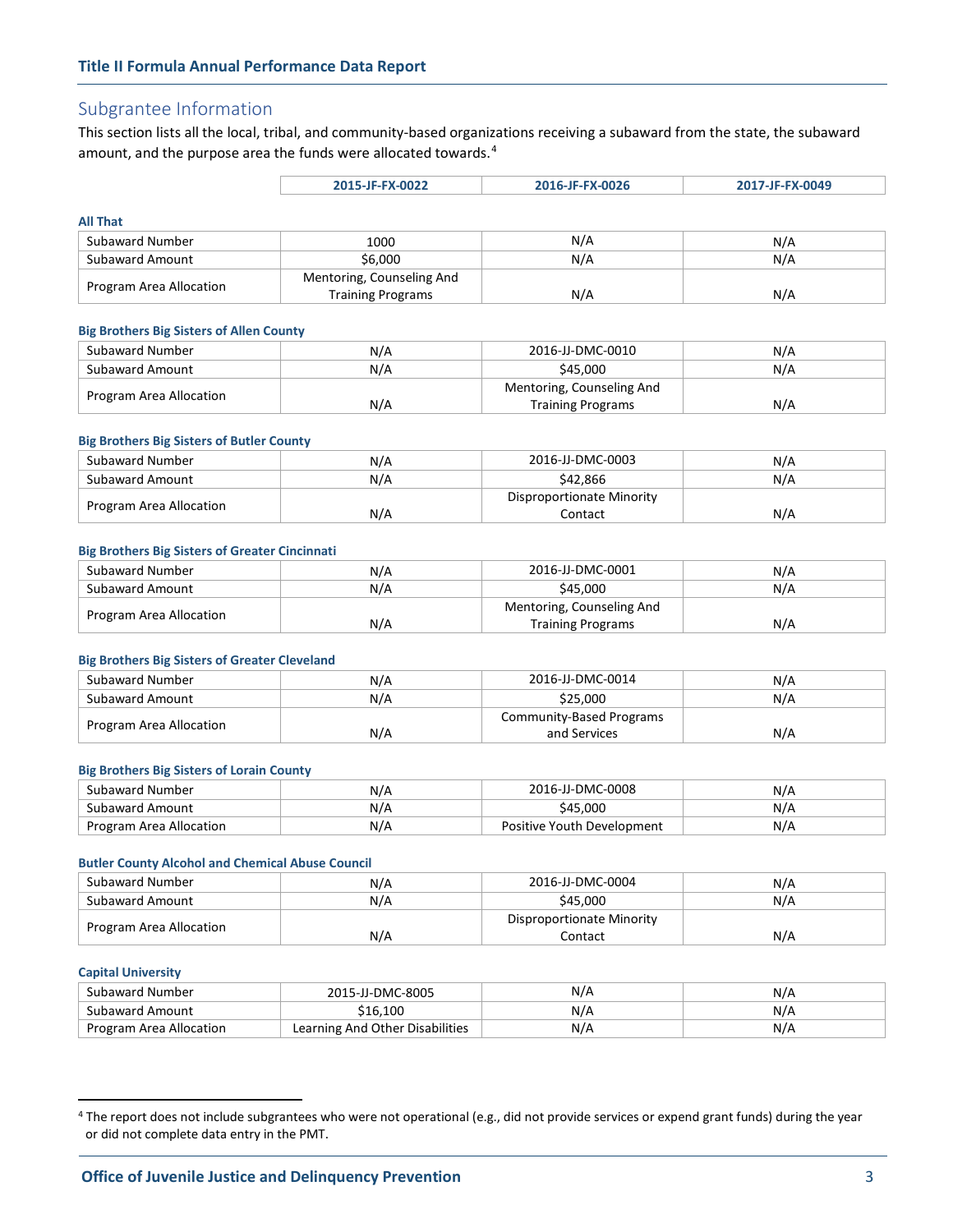## Subgrantee Information

This section lists all the local, tribal, and community-based organizations receiving a subaward from the state, the subaward amount, and the purpose area the funds were allocated towards.[4]

**All That**

| | 2015-JF-FX-0022 | 2016-JF-FX-0026 | 2017-JF-FX-0049 |
|---|---|---|---|
| Subaward Number | 1000 | N/A | N/A |
| Subaward Amount | $6,000 | N/A | N/A |
| Program Area Allocation | Mentoring, Counseling And Training Programs | N/A | N/A |

**Big Brothers Big Sisters of Allen County**

| | 2015-JF-FX-0022 | 2016-JF-FX-0026 | 2017-JF-FX-0049 |
|---|---|---|---|
| Subaward Number | N/A | 2016-JJ-DMC-0010 | N/A |
| Subaward Amount | N/A | $45,000 | N/A |
| Program Area Allocation | N/A | Mentoring, Counseling And Training Programs | N/A |

**Big Brothers Big Sisters of Butler County**

| | 2015-JF-FX-0022 | 2016-JF-FX-0026 | 2017-JF-FX-0049 |
|---|---|---|---|
| Subaward Number | N/A | 2016-JJ-DMC-0003 | N/A |
| Subaward Amount | N/A | $42,866 | N/A |
| Program Area Allocation | N/A | Disproportionate Minority Contact | N/A |

**Big Brothers Big Sisters of Greater Cincinnati**

| | 2015-JF-FX-0022 | 2016-JF-FX-0026 | 2017-JF-FX-0049 |
|---|---|---|---|
| Subaward Number | N/A | 2016-JJ-DMC-0001 | N/A |
| Subaward Amount | N/A | $45,000 | N/A |
| Program Area Allocation | N/A | Mentoring, Counseling And Training Programs | N/A |

**Big Brothers Big Sisters of Greater Cleveland**

| | 2015-JF-FX-0022 | 2016-JF-FX-0026 | 2017-JF-FX-0049 |
|---|---|---|---|
| Subaward Number | N/A | 2016-JJ-DMC-0014 | N/A |
| Subaward Amount | N/A | $25,000 | N/A |
| Program Area Allocation | N/A | Community-Based Programs and Services | N/A |

**Big Brothers Big Sisters of Lorain County**

| | 2015-JF-FX-0022 | 2016-JF-FX-0026 | 2017-JF-FX-0049 |
|---|---|---|---|
| Subaward Number | N/A | 2016-JJ-DMC-0008 | N/A |
| Subaward Amount | N/A | $45,000 | N/A |
| Program Area Allocation | N/A | Positive Youth Development | N/A |

**Butler County Alcohol and Chemical Abuse Council**

| | 2015-JF-FX-0022 | 2016-JF-FX-0026 | 2017-JF-FX-0049 |
|---|---|---|---|
| Subaward Number | N/A | 2016-JJ-DMC-0004 | N/A |
| Subaward Amount | N/A | $45,000 | N/A |
| Program Area Allocation | N/A | Disproportionate Minority Contact | N/A |

**Capital University**

| | 2015-JF-FX-0022 | 2016-JF-FX-0026 | 2017-JF-FX-0049 |
|---|---|---|---|
| Subaward Number | 2015-JJ-DMC-8005 | N/A | N/A |
| Subaward Amount | $16,100 | N/A | N/A |
| Program Area Allocation | Learning And Other Disabilities | N/A | N/A |

[4] The report does not include subgrantees who were not operational (e.g., did not provide services or expend grant funds) during the year or did not complete data entry in the PMT.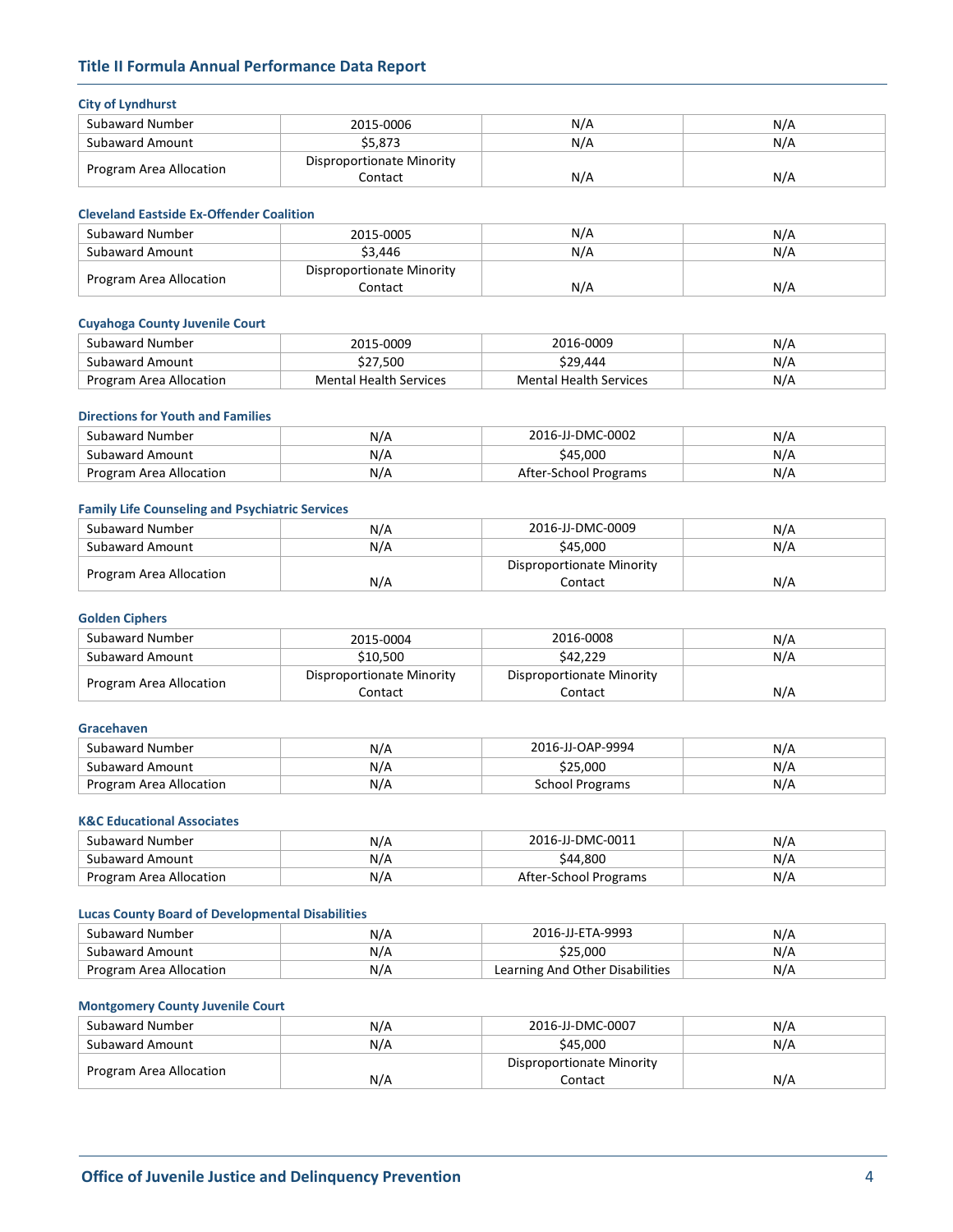## Title II Formula Annual Performance Data Report

### City of Lyndhurst

| | | | |
|---|---|---|---|
| Subaward Number | 2015-0006 | N/A | N/A |
| Subaward Amount | $5,873 | N/A | N/A |
| Program Area Allocation | Disproportionate Minority Contact | N/A | N/A |

### Cleveland Eastside Ex-Offender Coalition

| | | | |
|---|---|---|---|
| Subaward Number | 2015-0005 | N/A | N/A |
| Subaward Amount | $3,446 | N/A | N/A |
| Program Area Allocation | Disproportionate Minority Contact | N/A | N/A |

### Cuyahoga County Juvenile Court

| | | | |
|---|---|---|---|
| Subaward Number | 2015-0009 | 2016-0009 | N/A |
| Subaward Amount | $27,500 | $29,444 | N/A |
| Program Area Allocation | Mental Health Services | Mental Health Services | N/A |

### Directions for Youth and Families

| | | | |
|---|---|---|---|
| Subaward Number | N/A | 2016-JJ-DMC-0002 | N/A |
| Subaward Amount | N/A | $45,000 | N/A |
| Program Area Allocation | N/A | After-School Programs | N/A |

### Family Life Counseling and Psychiatric Services

| | | | |
|---|---|---|---|
| Subaward Number | N/A | 2016-JJ-DMC-0009 | N/A |
| Subaward Amount | N/A | $45,000 | N/A |
| Program Area Allocation | N/A | Disproportionate Minority Contact | N/A |

### Golden Ciphers

| | | | |
|---|---|---|---|
| Subaward Number | 2015-0004 | 2016-0008 | N/A |
| Subaward Amount | $10,500 | $42,229 | N/A |
| Program Area Allocation | Disproportionate Minority Contact | Disproportionate Minority Contact | N/A |

### Gracehaven

| | | | |
|---|---|---|---|
| Subaward Number | N/A | 2016-JJ-OAP-9994 | N/A |
| Subaward Amount | N/A | $25,000 | N/A |
| Program Area Allocation | N/A | School Programs | N/A |

### K&C Educational Associates

| | | | |
|---|---|---|---|
| Subaward Number | N/A | 2016-JJ-DMC-0011 | N/A |
| Subaward Amount | N/A | $44,800 | N/A |
| Program Area Allocation | N/A | After-School Programs | N/A |

### Lucas County Board of Developmental Disabilities

| | | | |
|---|---|---|---|
| Subaward Number | N/A | 2016-JJ-ETA-9993 | N/A |
| Subaward Amount | N/A | $25,000 | N/A |
| Program Area Allocation | N/A | Learning And Other Disabilities | N/A |

### Montgomery County Juvenile Court

| | | | |
|---|---|---|---|
| Subaward Number | N/A | 2016-JJ-DMC-0007 | N/A |
| Subaward Amount | N/A | $45,000 | N/A |
| Program Area Allocation | N/A | Disproportionate Minority Contact | N/A |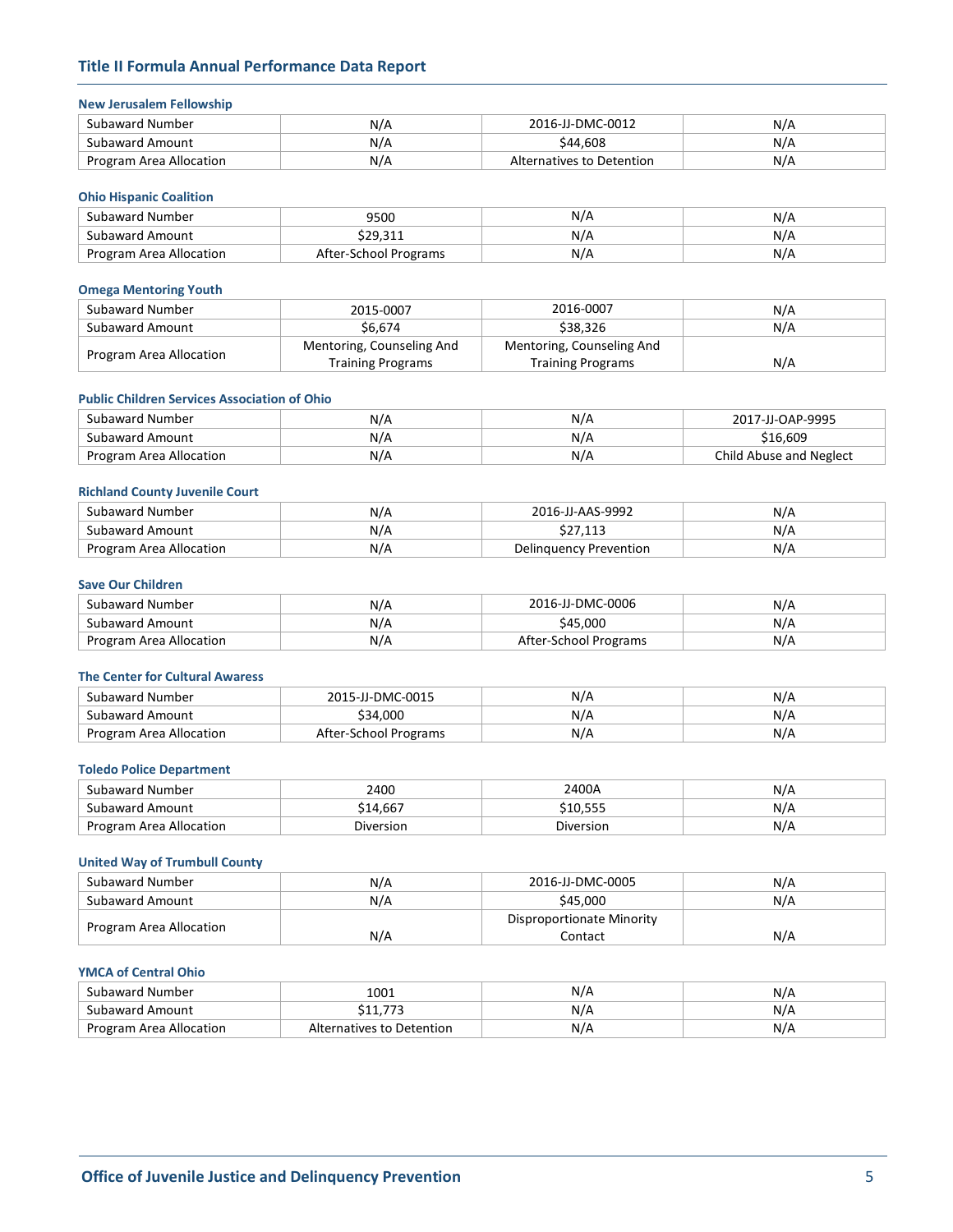### New Jerusalem Fellowship

| | | | |
|---|---|---|---|
| Subaward Number | N/A | 2016-JJ-DMC-0012 | N/A |
| Subaward Amount | N/A | $44,608 | N/A |
| Program Area Allocation | N/A | Alternatives to Detention | N/A |

### Ohio Hispanic Coalition

| | | | |
|---|---|---|---|
| Subaward Number | 9500 | N/A | N/A |
| Subaward Amount | $29,311 | N/A | N/A |
| Program Area Allocation | After-School Programs | N/A | N/A |

### Omega Mentoring Youth

| | | | |
|---|---|---|---|
| Subaward Number | 2015-0007 | 2016-0007 | N/A |
| Subaward Amount | $6,674 | $38,326 | N/A |
| Program Area Allocation | Mentoring, Counseling And Training Programs | Mentoring, Counseling And Training Programs | N/A |

### Public Children Services Association of Ohio

| | | | |
|---|---|---|---|
| Subaward Number | N/A | N/A | 2017-JJ-OAP-9995 |
| Subaward Amount | N/A | N/A | $16,609 |
| Program Area Allocation | N/A | N/A | Child Abuse and Neglect |

### Richland County Juvenile Court

| | | | |
|---|---|---|---|
| Subaward Number | N/A | 2016-JJ-AAS-9992 | N/A |
| Subaward Amount | N/A | $27,113 | N/A |
| Program Area Allocation | N/A | Delinquency Prevention | N/A |

### Save Our Children

| | | | |
|---|---|---|---|
| Subaward Number | N/A | 2016-JJ-DMC-0006 | N/A |
| Subaward Amount | N/A | $45,000 | N/A |
| Program Area Allocation | N/A | After-School Programs | N/A |

### The Center for Cultural Awaress

| | | | |
|---|---|---|---|
| Subaward Number | 2015-JJ-DMC-0015 | N/A | N/A |
| Subaward Amount | $34,000 | N/A | N/A |
| Program Area Allocation | After-School Programs | N/A | N/A |

### Toledo Police Department

| | | | |
|---|---|---|---|
| Subaward Number | 2400 | 2400A | N/A |
| Subaward Amount | $14,667 | $10,555 | N/A |
| Program Area Allocation | Diversion | Diversion | N/A |

### United Way of Trumbull County

| | | | |
|---|---|---|---|
| Subaward Number | N/A | 2016-JJ-DMC-0005 | N/A |
| Subaward Amount | N/A | $45,000 | N/A |
| Program Area Allocation | N/A | Disproportionate Minority Contact | N/A |

### YMCA of Central Ohio

| | | | |
|---|---|---|---|
| Subaward Number | 1001 | N/A | N/A |
| Subaward Amount | $11,773 | N/A | N/A |
| Program Area Allocation | Alternatives to Detention | N/A | N/A |